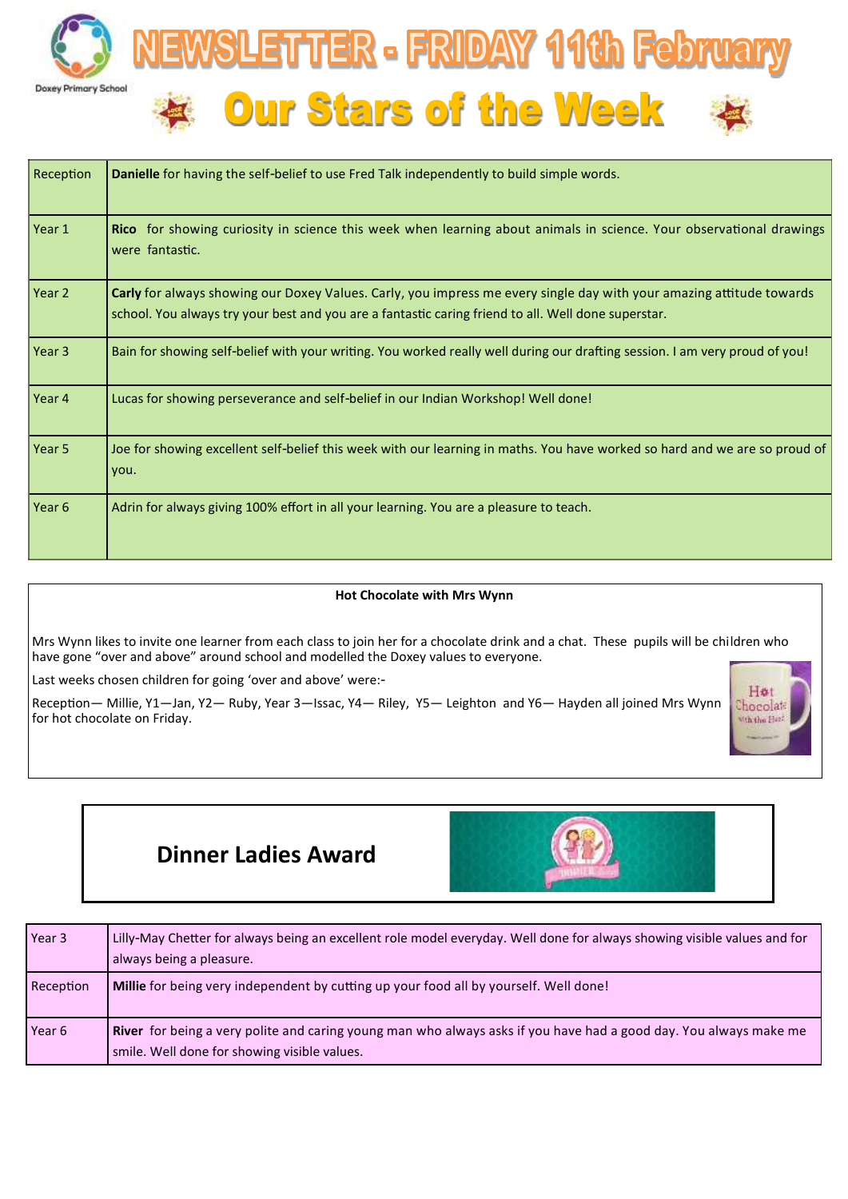# NEWSLETTER - FRIDAY 11th February

Doxey Primary School

## Our Stars of the Week

| | |
|---|---|
| Reception | **Danielle** for having the self-belief to use Fred Talk independently to build simple words. |
| Year 1 | **Rico** for showing curiosity in science this week when learning about animals in science. Your observational drawings were fantastic. |
| Year 2 | **Carly** for always showing our Doxey Values. Carly, you impress me every single day with your amazing attitude towards school. You always try your best and you are a fantastic caring friend to all. Well done superstar. |
| Year 3 | Bain for showing self-belief with your writing. You worked really well during our drafting session. I am very proud of you! |
| Year 4 | Lucas for showing perseverance and self-belief in our Indian Workshop! Well done! |
| Year 5 | Joe for showing excellent self-belief this week with our learning in maths. You have worked so hard and we are so proud of you. |
| Year 6 | Adrin for always giving 100% effort in all your learning. You are a pleasure to teach. |

**Hot Chocolate with Mrs Wynn**

Mrs Wynn likes to invite one learner from each class to join her for a chocolate drink and a chat. These pupils will be children who have gone "over and above" around school and modelled the Doxey values to everyone.

Last weeks chosen children for going 'over and above' were:-

Reception— Millie, Y1—Jan, Y2— Ruby, Year 3—Issac, Y4— Riley, Y5— Leighton and Y6— Hayden all joined Mrs Wynn for hot chocolate on Friday.

## Dinner Ladies Award

| | |
|---|---|
| Year 3 | Lilly-May Chetter for always being an excellent role model everyday. Well done for always showing visible values and for always being a pleasure. |
| Reception | **Millie** for being very independent by cutting up your food all by yourself. Well done! |
| Year 6 | **River** for being a very polite and caring young man who always asks if you have had a good day. You always make me smile. Well done for showing visible values. |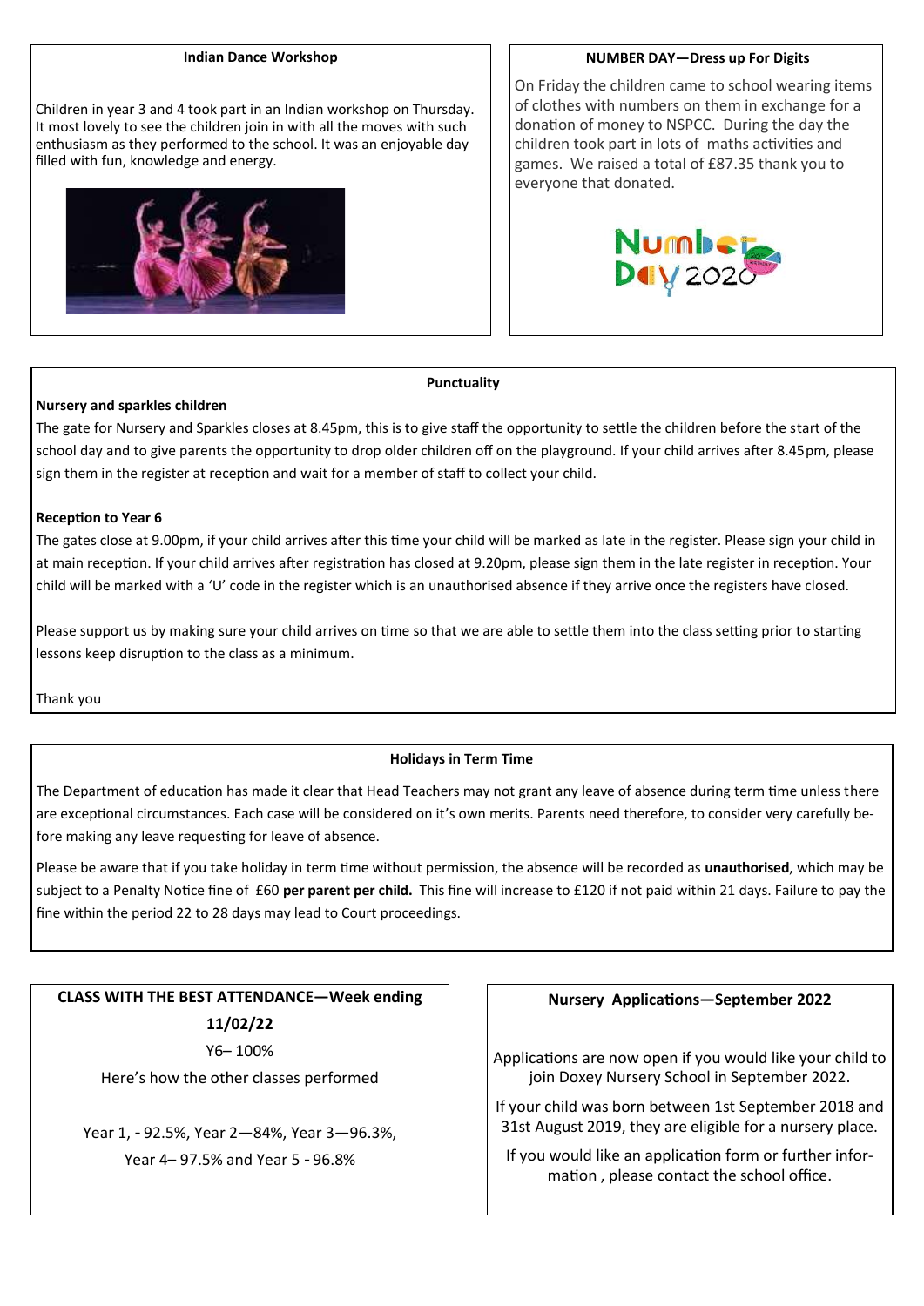## Indian Dance Workshop

Children in year 3 and 4 took part in an Indian workshop on Thursday. It most lovely to see the children join in with all the moves with such enthusiasm as they performed to the school. It was an enjoyable day filled with fun, knowledge and energy.

## NUMBER DAY—Dress up For Digits

On Friday the children came to school wearing items of clothes with numbers on them in exchange for a donation of money to NSPCC. During the day the children took part in lots of maths activities and games. We raised a total of £87.35 thank you to everyone that donated.

## Punctuality

**Nursery and sparkles children**

The gate for Nursery and Sparkles closes at 8.45pm, this is to give staff the opportunity to settle the children before the start of the school day and to give parents the opportunity to drop older children off on the playground. If your child arrives after 8.45pm, please sign them in the register at reception and wait for a member of staff to collect your child.

**Reception to Year 6**

The gates close at 9.00pm, if your child arrives after this time your child will be marked as late in the register. Please sign your child in at main reception. If your child arrives after registration has closed at 9.20pm, please sign them in the late register in reception. Your child will be marked with a 'U' code in the register which is an unauthorised absence if they arrive once the registers have closed.

Please support us by making sure your child arrives on time so that we are able to settle them into the class setting prior to starting lessons keep disruption to the class as a minimum.

Thank you

## Holidays in Term Time

The Department of education has made it clear that Head Teachers may not grant any leave of absence during term time unless there are exceptional circumstances. Each case will be considered on it's own merits. Parents need therefore, to consider very carefully before making any leave requesting for leave of absence.

Please be aware that if you take holiday in term time without permission, the absence will be recorded as **unauthorised**, which may be subject to a Penalty Notice fine of £60 **per parent per child.** This fine will increase to £120 if not paid within 21 days. Failure to pay the fine within the period 22 to 28 days may lead to Court proceedings.

## CLASS WITH THE BEST ATTENDANCE—Week ending 11/02/22

Y6– 100%

Here's how the other classes performed

Year 1, - 92.5%, Year 2—84%, Year 3—96.3%,
Year 4– 97.5% and Year 5 - 96.8%

## Nursery Applications—September 2022

Applications are now open if you would like your child to join Doxey Nursery School in September 2022.

If your child was born between 1st September 2018 and 31st August 2019, they are eligible for a nursery place.

If you would like an application form or further information , please contact the school office.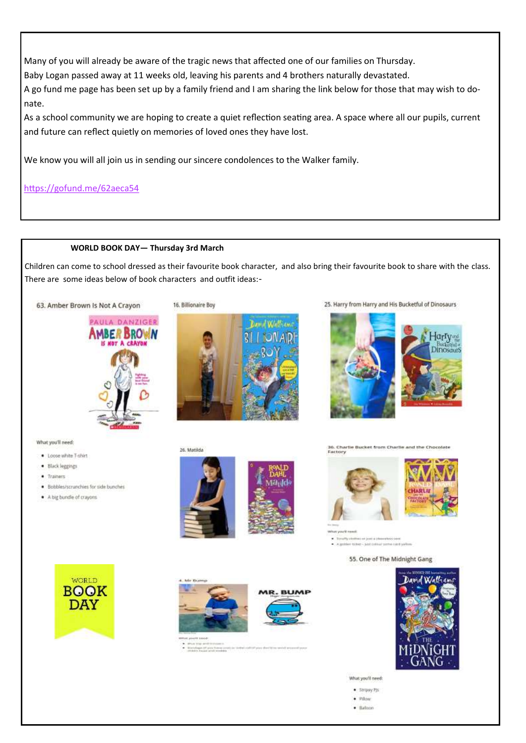Many of you will already be aware of the tragic news that affected one of our families on Thursday.
Baby Logan passed away at 11 weeks old, leaving his parents and 4 brothers naturally devastated.
A go fund me page has been set up by a family friend and I am sharing the link below for those that may wish to donate.
As a school community we are hoping to create a quiet reflection seating area. A space where all our pupils, current and future can reflect quietly on memories of loved ones they have lost.

We know you will all join us in sending our sincere condolences to the Walker family.

https://gofund.me/62aeca54

**WORLD BOOK DAY— Thursday 3rd March**

Children can come to school dressed as their favourite book character, and also bring their favourite book to share with the class. There are some ideas below of book characters and outfit ideas:-

63. Amber Brown Is Not A Crayon

What you'll need:

- Loose white T-shirt
- Black leggings
- Trainers
- Bobbles/scrunchies for side bunches
- A big bundle of crayons

16. Billionaire Boy

25. Harry from Harry and His Bucketful of Dinosaurs

26. Matilda

36. Charlie Bucket from Charlie and the Chocolate Factory

What you'll need:

- Scruffy clothes or just a sleeveless vest
- A golden ticket – just colour some card yellow

4. Mr Bump

55. One of The Midnight Gang

What you'll need:

- Stripey PJs
- Pillow
- Balloon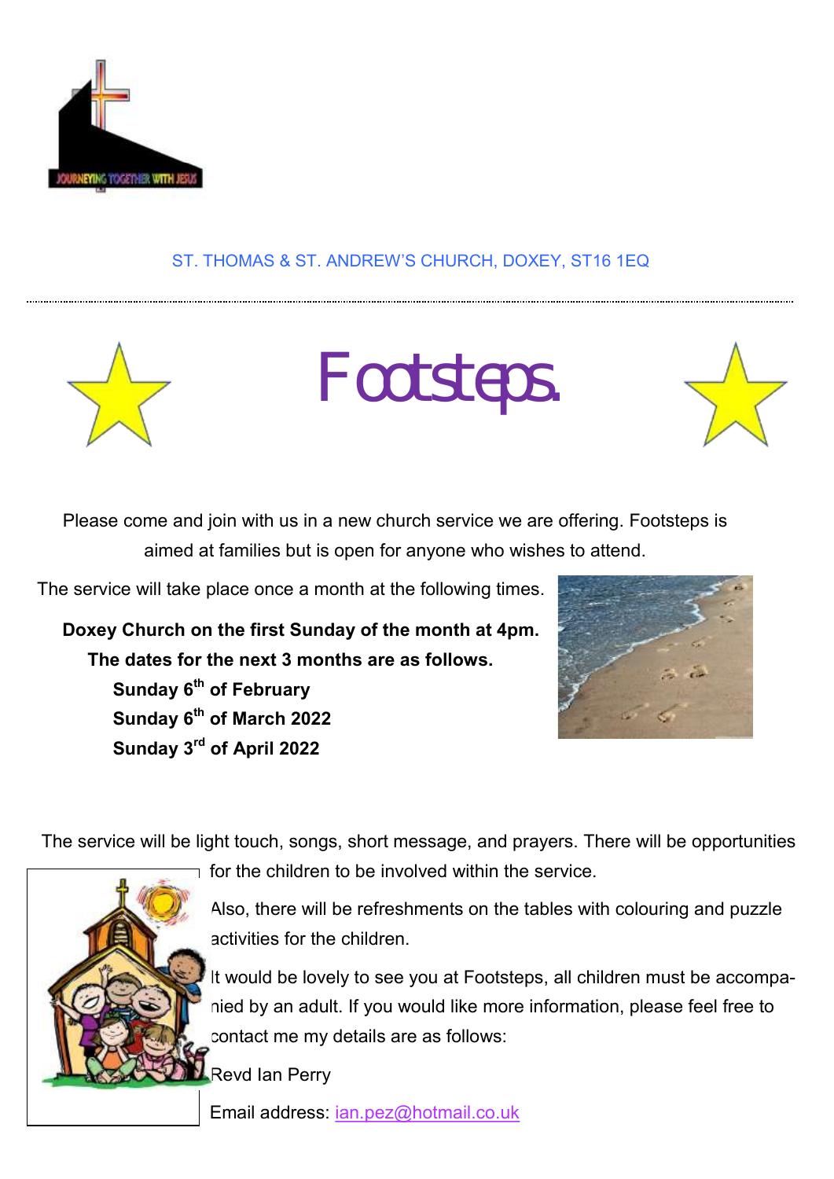ST. THOMAS & ST. ANDREW'S CHURCH, DOXEY, ST16 1EQ

# Footsteps.

Please come and join with us in a new church service we are offering. Footsteps is aimed at families but is open for anyone who wishes to attend.

The service will take place once a month at the following times.

**Doxey Church on the first Sunday of the month at 4pm.**

**The dates for the next 3 months are as follows.**

**Sunday 6th of February**

**Sunday 6th of March 2022**

**Sunday 3rd of April 2022**

The service will be light touch, songs, short message, and prayers. There will be opportunities for the children to be involved within the service.

Also, there will be refreshments on the tables with colouring and puzzle activities for the children.

It would be lovely to see you at Footsteps, all children must be accompanied by an adult. If you would like more information, please feel free to contact me my details are as follows:

Revd Ian Perry

Email address: ian.pez@hotmail.co.uk